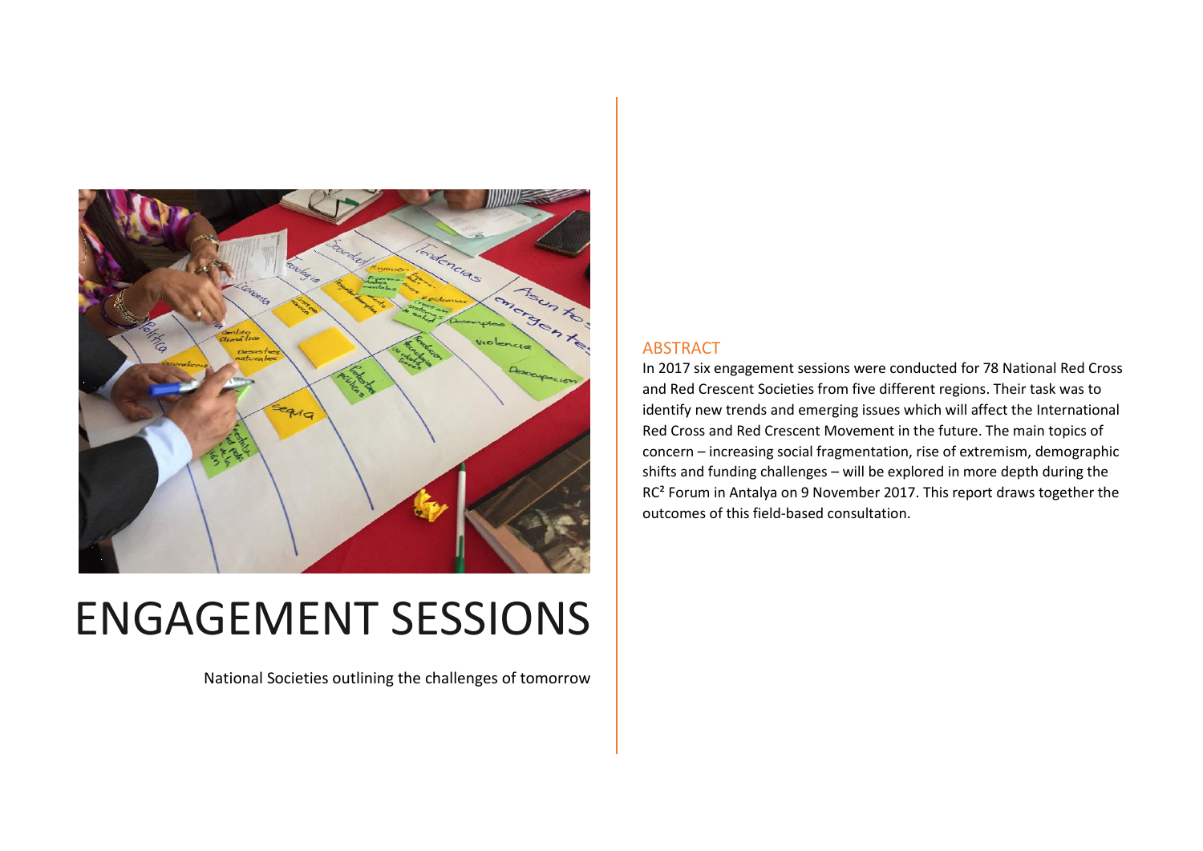# ENGAGEMENT SESSIONS

National Societies outlining the challenges of tomorrow

## ABSTRACT

In 2017 six engagement sessions were conducted for 78 National Red Cross and Red Crescent Societies from five different regions. Their task was to identify new trends and emerging issues which will affect the International Red Cross and Red Crescent Movement in the future. The main topics of concern – increasing social fragmentation, rise of extremism, demographic shifts and funding challenges – will be explored in more depth during the RC² Forum in Antalya on 9 November 2017. This report draws together the outcomes of this field-based consultation.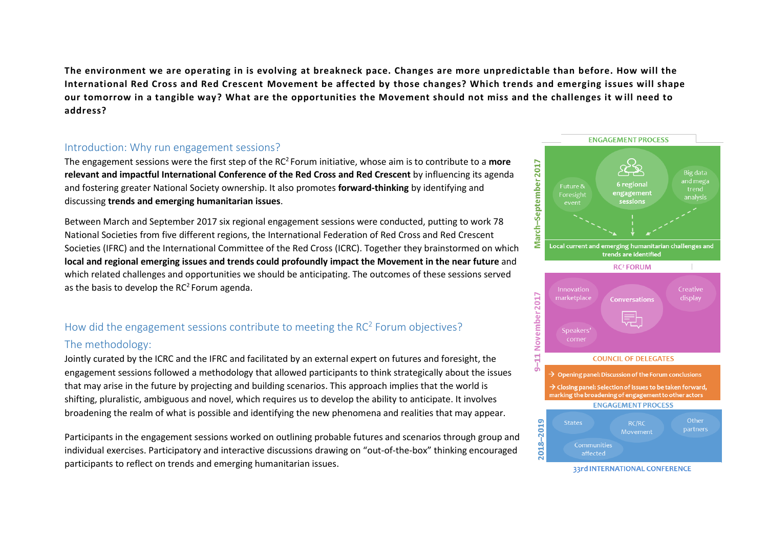**The environment we are operating in is evolving at breakneck pace. Changes are more unpredictable than before. How will the International Red Cross and Red Crescent Movement be affected by those changes? Which trends and emerging issues will shape our tomorrow in a tangible way? What are the opportunities the Movement should not miss and the challenges it will need to address?**

## Introduction: Why run engagement sessions?

The engagement sessions were the first step of the RC² Forum initiative, whose aim is to contribute to a **more relevant and impactful International Conference of the Red Cross and Red Crescent** by influencing its agenda and fostering greater National Society ownership. It also promotes **forward-thinking** by identifying and discussing **trends and emerging humanitarian issues**.

Between March and September 2017 six regional engagement sessions were conducted, putting to work 78 National Societies from five different regions, the International Federation of Red Cross and Red Crescent Societies (IFRC) and the International Committee of the Red Cross (ICRC). Together they brainstormed on which **local and regional emerging issues and trends could profoundly impact the Movement in the near future** and which related challenges and opportunities we should be anticipating. The outcomes of these sessions served as the basis to develop the RC² Forum agenda.

## How did the engagement sessions contribute to meeting the RC² Forum objectives?

### The methodology:

Jointly curated by the ICRC and the IFRC and facilitated by an external expert on futures and foresight, the engagement sessions followed a methodology that allowed participants to think strategically about the issues that may arise in the future by projecting and building scenarios. This approach implies that the world is shifting, pluralistic, ambiguous and novel, which requires us to develop the ability to anticipate. It involves broadening the realm of what is possible and identifying the new phenomena and realities that may appear.

Participants in the engagement sessions worked on outlining probable futures and scenarios through group and individual exercises. Participatory and interactive discussions drawing on "out-of-the-box" thinking encouraged participants to reflect on trends and emerging humanitarian issues.

**ENGAGEMENT PROCESS** (March–September 2017)

- Future & Foresight event
- 6 regional engagement sessions
- Big data and mega trend analysis

Local current and emerging humanitarian challenges and trends are identified

**RC² FORUM** (9–11 November 2017)

- Innovation marketplace
- Conversations
- Creative display
- Speakers' corner

**COUNCIL OF DELEGATES**

→ Opening panel: Discussion of the Forum conclusions

→ Closing panel: Selection of issues to be taken forward, marking the broadening of engagement to other actors

**ENGAGEMENT PROCESS** (2018–2019)

- States
- RC/RC Movement
- Other partners
- Communities affected

**33rd INTERNATIONAL CONFERENCE**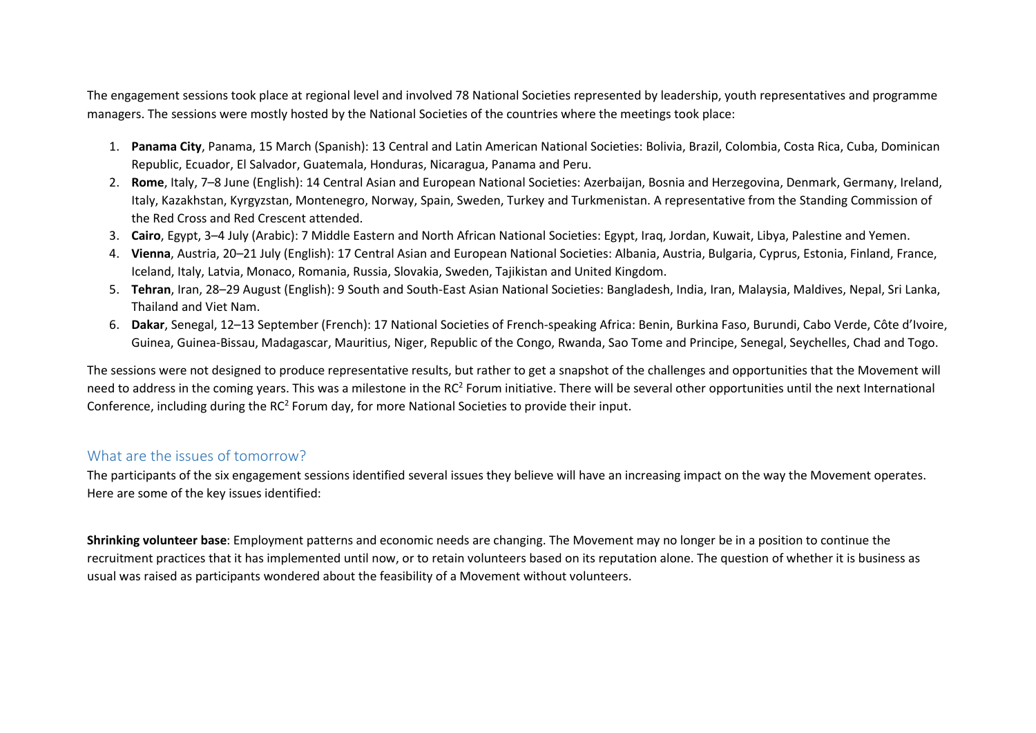The engagement sessions took place at regional level and involved 78 National Societies represented by leadership, youth representatives and programme managers. The sessions were mostly hosted by the National Societies of the countries where the meetings took place:

1. **Panama City**, Panama, 15 March (Spanish): 13 Central and Latin American National Societies: Bolivia, Brazil, Colombia, Costa Rica, Cuba, Dominican Republic, Ecuador, El Salvador, Guatemala, Honduras, Nicaragua, Panama and Peru.
2. **Rome**, Italy, 7–8 June (English): 14 Central Asian and European National Societies: Azerbaijan, Bosnia and Herzegovina, Denmark, Germany, Ireland, Italy, Kazakhstan, Kyrgyzstan, Montenegro, Norway, Spain, Sweden, Turkey and Turkmenistan. A representative from the Standing Commission of the Red Cross and Red Crescent attended.
3. **Cairo**, Egypt, 3–4 July (Arabic): 7 Middle Eastern and North African National Societies: Egypt, Iraq, Jordan, Kuwait, Libya, Palestine and Yemen.
4. **Vienna**, Austria, 20–21 July (English): 17 Central Asian and European National Societies: Albania, Austria, Bulgaria, Cyprus, Estonia, Finland, France, Iceland, Italy, Latvia, Monaco, Romania, Russia, Slovakia, Sweden, Tajikistan and United Kingdom.
5. **Tehran**, Iran, 28–29 August (English): 9 South and South-East Asian National Societies: Bangladesh, India, Iran, Malaysia, Maldives, Nepal, Sri Lanka, Thailand and Viet Nam.
6. **Dakar**, Senegal, 12–13 September (French): 17 National Societies of French-speaking Africa: Benin, Burkina Faso, Burundi, Cabo Verde, Côte d'Ivoire, Guinea, Guinea-Bissau, Madagascar, Mauritius, Niger, Republic of the Congo, Rwanda, Sao Tome and Principe, Senegal, Seychelles, Chad and Togo.

The sessions were not designed to produce representative results, but rather to get a snapshot of the challenges and opportunities that the Movement will need to address in the coming years. This was a milestone in the $RC^2$ Forum initiative. There will be several other opportunities until the next International Conference, including during the $RC^2$ Forum day, for more National Societies to provide their input.

## What are the issues of tomorrow?

The participants of the six engagement sessions identified several issues they believe will have an increasing impact on the way the Movement operates. Here are some of the key issues identified:

**Shrinking volunteer base**: Employment patterns and economic needs are changing. The Movement may no longer be in a position to continue the recruitment practices that it has implemented until now, or to retain volunteers based on its reputation alone. The question of whether it is business as usual was raised as participants wondered about the feasibility of a Movement without volunteers.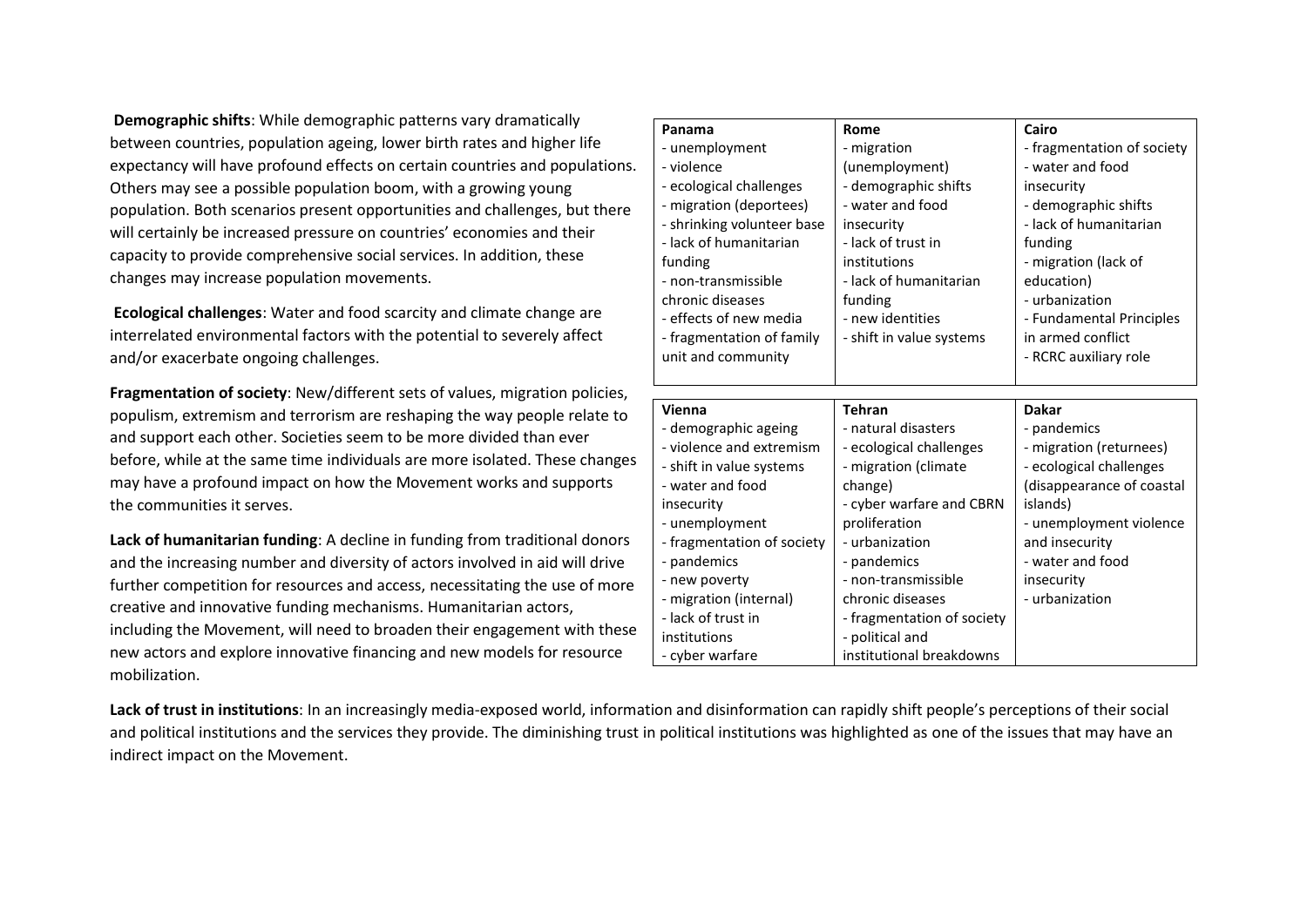**Demographic shifts**: While demographic patterns vary dramatically between countries, population ageing, lower birth rates and higher life expectancy will have profound effects on certain countries and populations. Others may see a possible population boom, with a growing young population. Both scenarios present opportunities and challenges, but there will certainly be increased pressure on countries' economies and their capacity to provide comprehensive social services. In addition, these changes may increase population movements.

**Ecological challenges**: Water and food scarcity and climate change are interrelated environmental factors with the potential to severely affect and/or exacerbate ongoing challenges.

**Fragmentation of society**: New/different sets of values, migration policies, populism, extremism and terrorism are reshaping the way people relate to and support each other. Societies seem to be more divided than ever before, while at the same time individuals are more isolated. These changes may have a profound impact on how the Movement works and supports the communities it serves.

**Lack of humanitarian funding**: A decline in funding from traditional donors and the increasing number and diversity of actors involved in aid will drive further competition for resources and access, necessitating the use of more creative and innovative funding mechanisms. Humanitarian actors, including the Movement, will need to broaden their engagement with these new actors and explore innovative financing and new models for resource mobilization.

| **Panama** | **Rome** | **Cairo** |
|---|---|---|
| - unemployment<br>- violence<br>- ecological challenges<br>- migration (deportees)<br>- shrinking volunteer base<br>- lack of humanitarian funding<br>- non-transmissible chronic diseases<br>- effects of new media<br>- fragmentation of family unit and community | - migration (unemployment)<br>- demographic shifts<br>- water and food insecurity<br>- lack of trust in institutions<br>- lack of humanitarian funding<br>- new identities<br>- shift in value systems | - fragmentation of society<br>- water and food insecurity<br>- demographic shifts<br>- lack of humanitarian funding<br>- migration (lack of education)<br>- urbanization<br>- Fundamental Principles in armed conflict<br>- RCRC auxiliary role |

| **Vienna** | **Tehran** | **Dakar** |
|---|---|---|
| - demographic ageing<br>- violence and extremism<br>- shift in value systems<br>- water and food insecurity<br>- unemployment<br>- fragmentation of society<br>- pandemics<br>- new poverty<br>- migration (internal)<br>- lack of trust in institutions<br>- cyber warfare | - natural disasters<br>- ecological challenges<br>- migration (climate change)<br>- cyber warfare and CBRN proliferation<br>- urbanization<br>- pandemics<br>- non-transmissible chronic diseases<br>- fragmentation of society<br>- political and institutional breakdowns | - pandemics<br>- migration (returnees)<br>- ecological challenges (disappearance of coastal islands)<br>- unemployment violence and insecurity<br>- water and food insecurity<br>- urbanization |

**Lack of trust in institutions**: In an increasingly media-exposed world, information and disinformation can rapidly shift people's perceptions of their social and political institutions and the services they provide. The diminishing trust in political institutions was highlighted as one of the issues that may have an indirect impact on the Movement.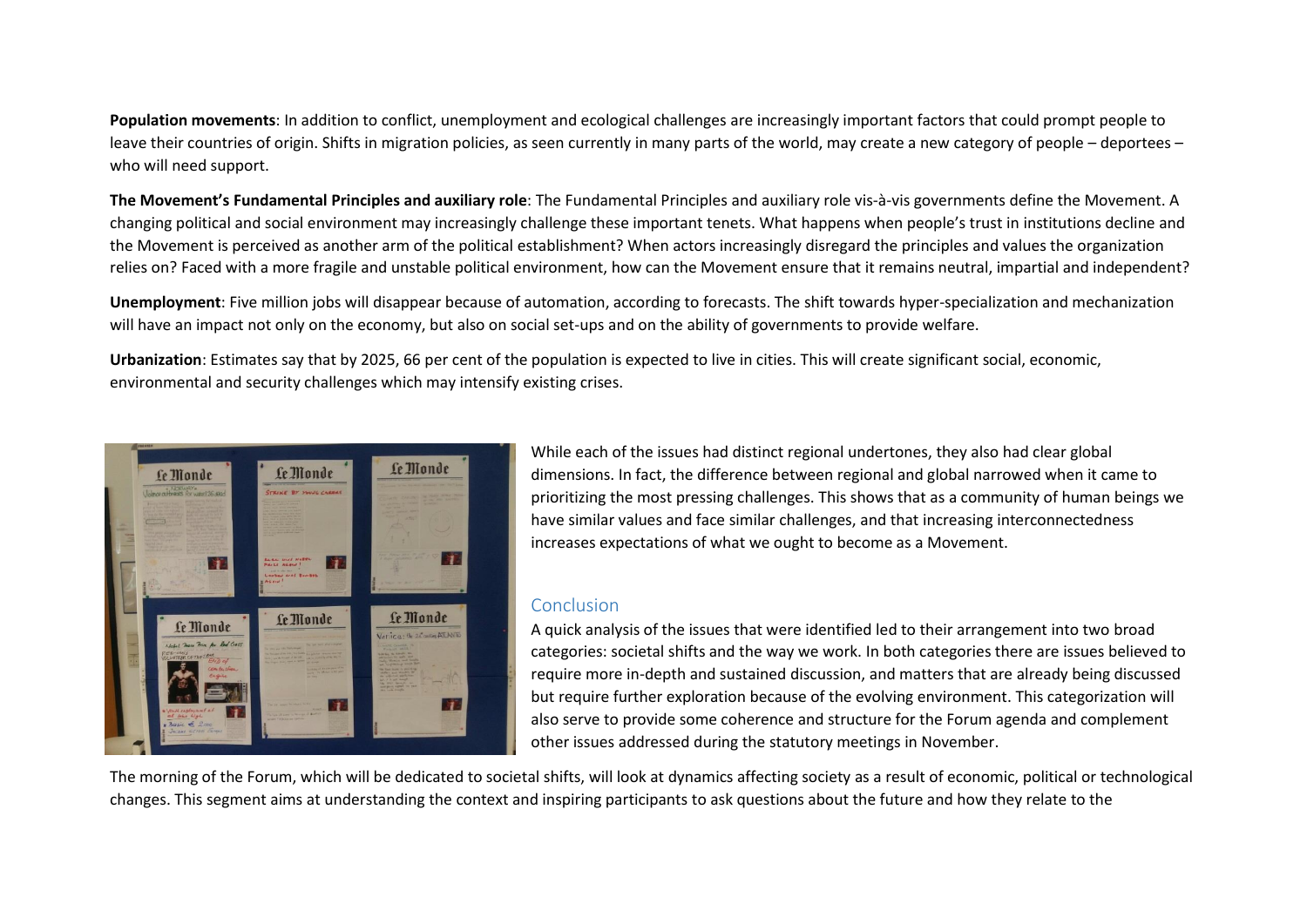**Population movements**: In addition to conflict, unemployment and ecological challenges are increasingly important factors that could prompt people to leave their countries of origin. Shifts in migration policies, as seen currently in many parts of the world, may create a new category of people – deportees – who will need support.

**The Movement's Fundamental Principles and auxiliary role**: The Fundamental Principles and auxiliary role vis-à-vis governments define the Movement. A changing political and social environment may increasingly challenge these important tenets. What happens when people's trust in institutions decline and the Movement is perceived as another arm of the political establishment? When actors increasingly disregard the principles and values the organization relies on? Faced with a more fragile and unstable political environment, how can the Movement ensure that it remains neutral, impartial and independent?

**Unemployment**: Five million jobs will disappear because of automation, according to forecasts. The shift towards hyper-specialization and mechanization will have an impact not only on the economy, but also on social set-ups and on the ability of governments to provide welfare.

**Urbanization**: Estimates say that by 2025, 66 per cent of the population is expected to live in cities. This will create significant social, economic, environmental and security challenges which may intensify existing crises.

While each of the issues had distinct regional undertones, they also had clear global dimensions. In fact, the difference between regional and global narrowed when it came to prioritizing the most pressing challenges. This shows that as a community of human beings we have similar values and face similar challenges, and that increasing interconnectedness increases expectations of what we ought to become as a Movement.

## Conclusion

A quick analysis of the issues that were identified led to their arrangement into two broad categories: societal shifts and the way we work. In both categories there are issues believed to require more in-depth and sustained discussion, and matters that are already being discussed but require further exploration because of the evolving environment. This categorization will also serve to provide some coherence and structure for the Forum agenda and complement other issues addressed during the statutory meetings in November.

The morning of the Forum, which will be dedicated to societal shifts, will look at dynamics affecting society as a result of economic, political or technological changes. This segment aims at understanding the context and inspiring participants to ask questions about the future and how they relate to the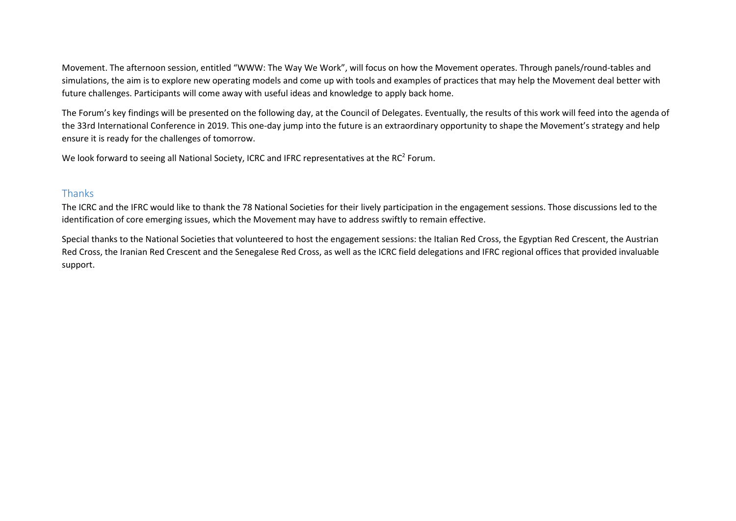Movement. The afternoon session, entitled "WWW: The Way We Work", will focus on how the Movement operates. Through panels/round-tables and simulations, the aim is to explore new operating models and come up with tools and examples of practices that may help the Movement deal better with future challenges. Participants will come away with useful ideas and knowledge to apply back home.

The Forum's key findings will be presented on the following day, at the Council of Delegates. Eventually, the results of this work will feed into the agenda of the 33rd International Conference in 2019. This one-day jump into the future is an extraordinary opportunity to shape the Movement's strategy and help ensure it is ready for the challenges of tomorrow.

We look forward to seeing all National Society, ICRC and IFRC representatives at the $RC^2$ Forum.

## Thanks

The ICRC and the IFRC would like to thank the 78 National Societies for their lively participation in the engagement sessions. Those discussions led to the identification of core emerging issues, which the Movement may have to address swiftly to remain effective.

Special thanks to the National Societies that volunteered to host the engagement sessions: the Italian Red Cross, the Egyptian Red Crescent, the Austrian Red Cross, the Iranian Red Crescent and the Senegalese Red Cross, as well as the ICRC field delegations and IFRC regional offices that provided invaluable support.